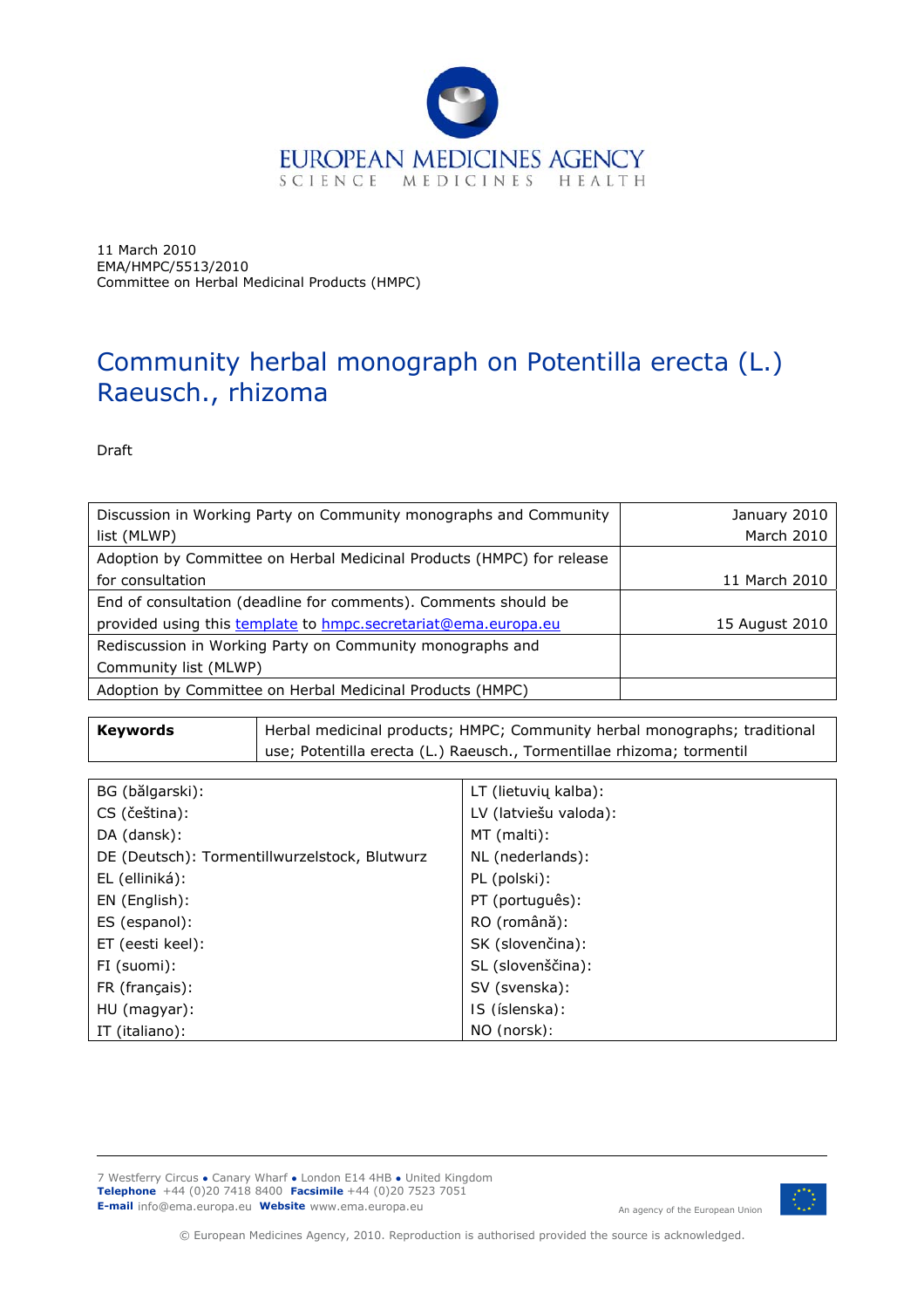EUROPEAN MEDICINES AGENCY
SCIENCE MEDICINES HEALTH

11 March 2010
EMA/HMPC/5513/2010
Committee on Herbal Medicinal Products (HMPC)

# Community herbal monograph on Potentilla erecta (L.) Raeusch., rhizoma

Draft

| | |
|---|---|
| Discussion in Working Party on Community monographs and Community list (MLWP) | January 2010<br>March 2010 |
| Adoption by Committee on Herbal Medicinal Products (HMPC) for release for consultation | 11 March 2010 |
| End of consultation (deadline for comments). Comments should be provided using this template to hmpc.secretariat@ema.europa.eu | 15 August 2010 |
| Rediscussion in Working Party on Community monographs and Community list (MLWP) | |
| Adoption by Committee on Herbal Medicinal Products (HMPC) | |

| | |
|---|---|
| **Keywords** | Herbal medicinal products; HMPC; Community herbal monographs; traditional use; Potentilla erecta (L.) Raeusch., Tormentillae rhizoma; tormentil |

| | |
|---|---|
| BG (bălgarski): | LT (lietuvių kalba): |
| CS (čeština): | LV (latviešu valoda): |
| DA (dansk): | MT (malti): |
| DE (Deutsch): Tormentillwurzelstock, Blutwurz | NL (nederlands): |
| EL (elliniká): | PL (polski): |
| EN (English): | PT (português): |
| ES (espanol): | RO (română): |
| ET (eesti keel): | SK (slovenčina): |
| FI (suomi): | SL (slovenščina): |
| FR (français): | SV (svenska): |
| HU (magyar): | IS (íslenska): |
| IT (italiano): | NO (norsk): |

7 Westferry Circus ● Canary Wharf ● London E14 4HB ● United Kingdom
**Telephone** +44 (0)20 7418 8400 **Facsimile** +44 (0)20 7523 7051
**E-mail** info@ema.europa.eu **Website** www.ema.europa.eu

An agency of the European Union

© European Medicines Agency, 2010. Reproduction is authorised provided the source is acknowledged.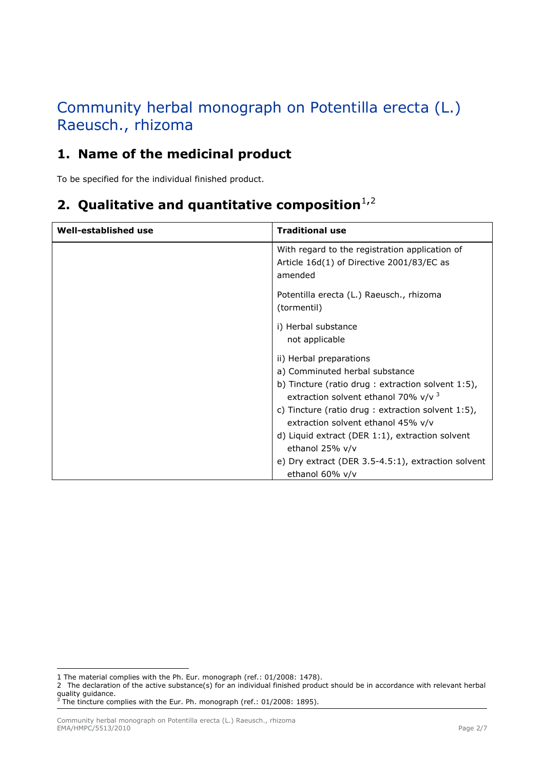# Community herbal monograph on Potentilla erecta (L.) Raeusch., rhizoma

## 1. Name of the medicinal product

To be specified for the individual finished product.

## 2. Qualitative and quantitative composition[1,2]

| Well-established use | Traditional use |
|---|---|
| | With regard to the registration application of Article 16d(1) of Directive 2001/83/EC as amended<br><br>Potentilla erecta (L.) Raeusch., rhizoma (tormentil)<br><br>i) Herbal substance<br>not applicable<br><br>ii) Herbal preparations<br>a) Comminuted herbal substance<br>b) Tincture (ratio drug : extraction solvent 1:5), extraction solvent ethanol 70% v/v [3]<br>c) Tincture (ratio drug : extraction solvent 1:5), extraction solvent ethanol 45% v/v<br>d) Liquid extract (DER 1:1), extraction solvent ethanol 25% v/v<br>e) Dry extract (DER 3.5-4.5:1), extraction solvent ethanol 60% v/v |

1 The material complies with the Ph. Eur. monograph (ref.: 01/2008: 1478).

2 The declaration of the active substance(s) for an individual finished product should be in accordance with relevant herbal quality guidance.

3 The tincture complies with the Eur. Ph. monograph (ref.: 01/2008: 1895).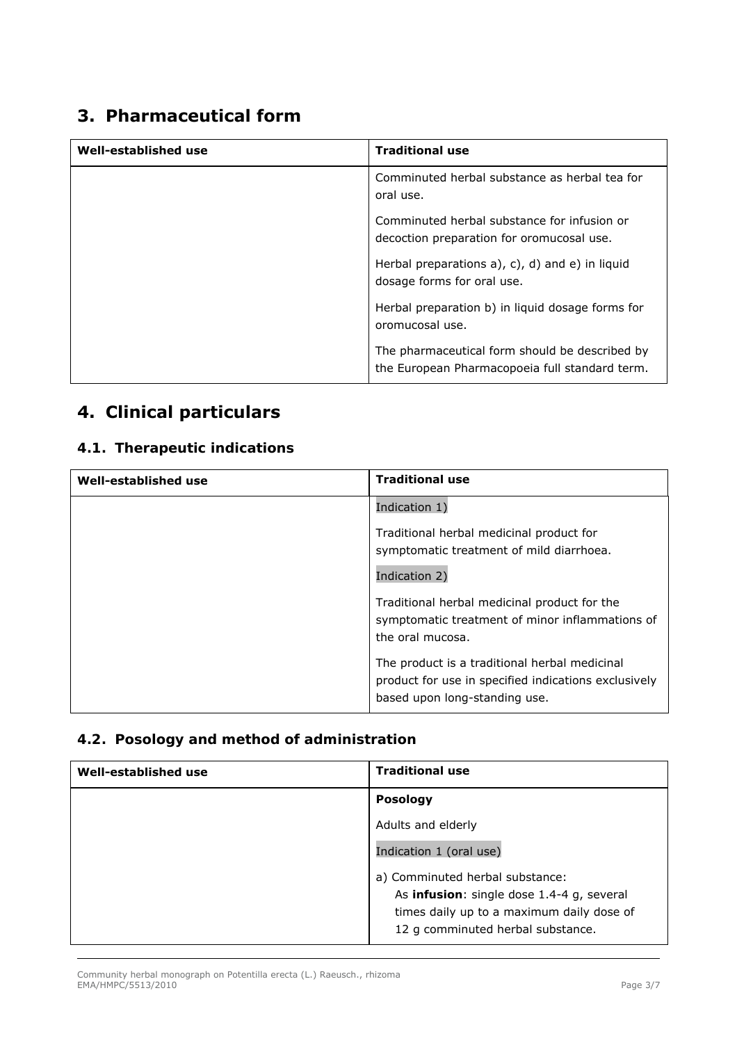## 3. Pharmaceutical form

| Well-established use | Traditional use |
|---|---|
| | Comminuted herbal substance as herbal tea for oral use.<br><br>Comminuted herbal substance for infusion or decoction preparation for oromucosal use.<br><br>Herbal preparations a), c), d) and e) in liquid dosage forms for oral use.<br><br>Herbal preparation b) in liquid dosage forms for oromucosal use.<br><br>The pharmaceutical form should be described by the European Pharmacopoeia full standard term. |

## 4. Clinical particulars

### 4.1. Therapeutic indications

| Well-established use | Traditional use |
|---|---|
| | Indication 1)<br><br>Traditional herbal medicinal product for symptomatic treatment of mild diarrhoea.<br><br>Indication 2)<br><br>Traditional herbal medicinal product for the symptomatic treatment of minor inflammations of the oral mucosa.<br><br>The product is a traditional herbal medicinal product for use in specified indications exclusively based upon long-standing use. |

### 4.2. Posology and method of administration

| Well-established use | Traditional use |
|---|---|
| | **Posology**<br><br>Adults and elderly<br><br>Indication 1 (oral use)<br><br>a) Comminuted herbal substance:<br>As **infusion**: single dose 1.4-4 g, several times daily up to a maximum daily dose of 12 g comminuted herbal substance. |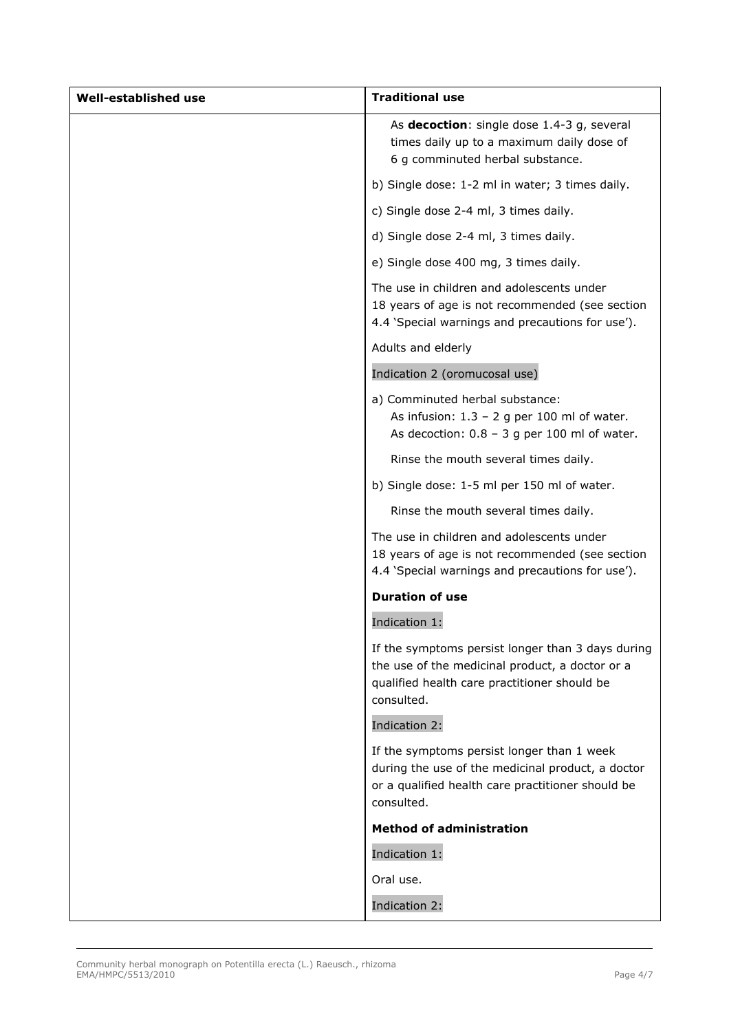| Well-established use | Traditional use |
|---|---|
| | As **decoction**: single dose 1.4-3 g, several times daily up to a maximum daily dose of 6 g comminuted herbal substance.<br><br>b) Single dose: 1-2 ml in water; 3 times daily.<br><br>c) Single dose 2-4 ml, 3 times daily.<br><br>d) Single dose 2-4 ml, 3 times daily.<br><br>e) Single dose 400 mg, 3 times daily.<br><br>The use in children and adolescents under 18 years of age is not recommended (see section 4.4 'Special warnings and precautions for use').<br><br>Adults and elderly<br><br>Indication 2 (oromucosal use)<br><br>a) Comminuted herbal substance:<br>As infusion: 1.3 – 2 g per 100 ml of water.<br>As decoction: 0.8 – 3 g per 100 ml of water.<br><br>Rinse the mouth several times daily.<br><br>b) Single dose: 1-5 ml per 150 ml of water.<br><br>Rinse the mouth several times daily.<br><br>The use in children and adolescents under 18 years of age is not recommended (see section 4.4 'Special warnings and precautions for use').<br><br>**Duration of use**<br><br>Indication 1:<br><br>If the symptoms persist longer than 3 days during the use of the medicinal product, a doctor or a qualified health care practitioner should be consulted.<br><br>Indication 2:<br><br>If the symptoms persist longer than 1 week during the use of the medicinal product, a doctor or a qualified health care practitioner should be consulted.<br><br>**Method of administration**<br><br>Indication 1:<br><br>Oral use.<br><br>Indication 2: |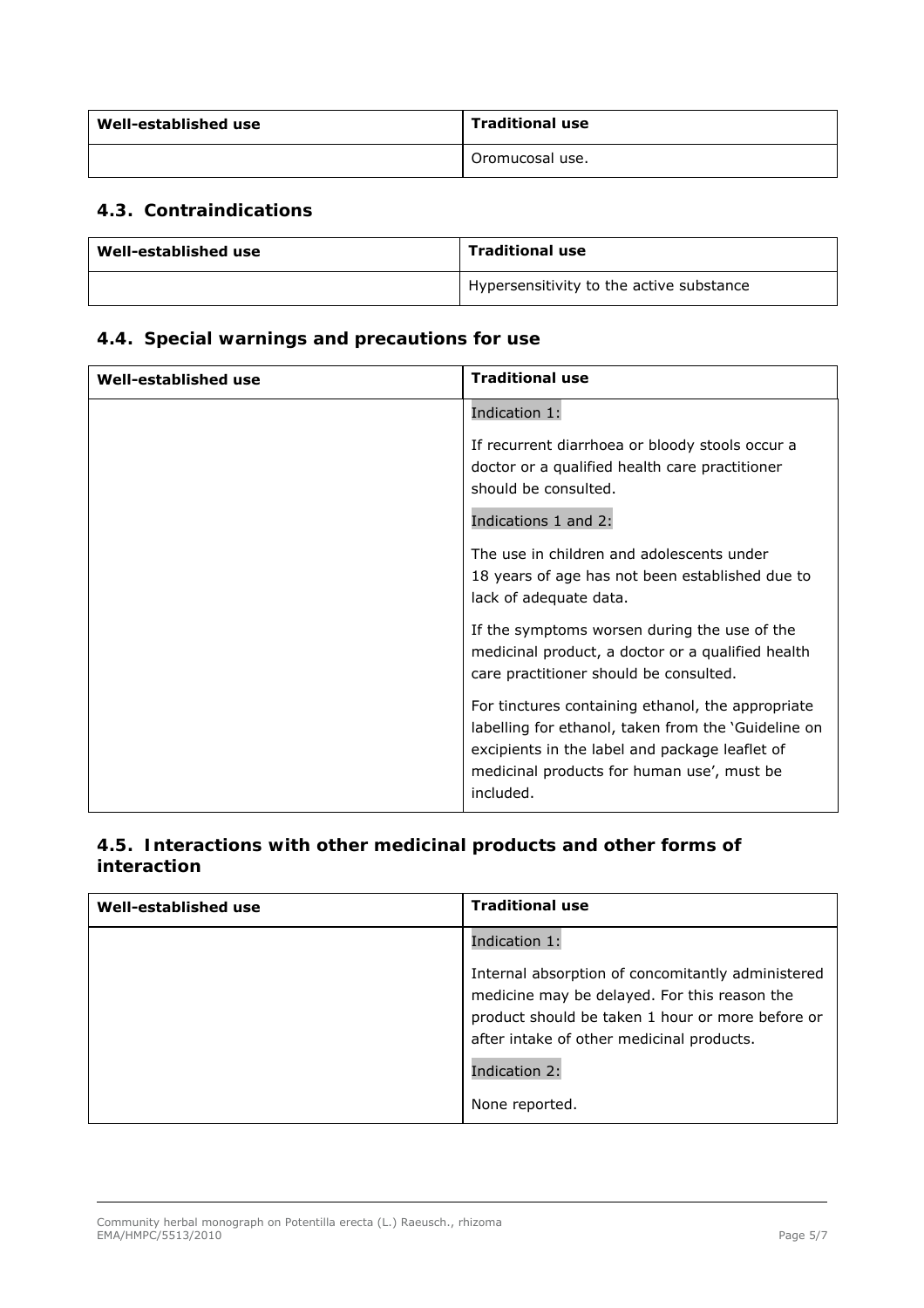| Well-established use | Traditional use |
| --- | --- |
| | Oromucosal use. |

## 4.3. Contraindications

| Well-established use | Traditional use |
| --- | --- |
| | Hypersensitivity to the active substance |

## 4.4. Special warnings and precautions for use

| Well-established use | Traditional use |
| --- | --- |
| | Indication 1:<br><br>If recurrent diarrhoea or bloody stools occur a doctor or a qualified health care practitioner should be consulted.<br><br>Indications 1 and 2:<br><br>The use in children and adolescents under 18 years of age has not been established due to lack of adequate data.<br><br>If the symptoms worsen during the use of the medicinal product, a doctor or a qualified health care practitioner should be consulted.<br><br>For tinctures containing ethanol, the appropriate labelling for ethanol, taken from the 'Guideline on excipients in the label and package leaflet of medicinal products for human use', must be included. |

## 4.5. Interactions with other medicinal products and other forms of interaction

| Well-established use | Traditional use |
| --- | --- |
| | Indication 1:<br><br>Internal absorption of concomitantly administered medicine may be delayed. For this reason the product should be taken 1 hour or more before or after intake of other medicinal products.<br><br>Indication 2:<br><br>None reported. |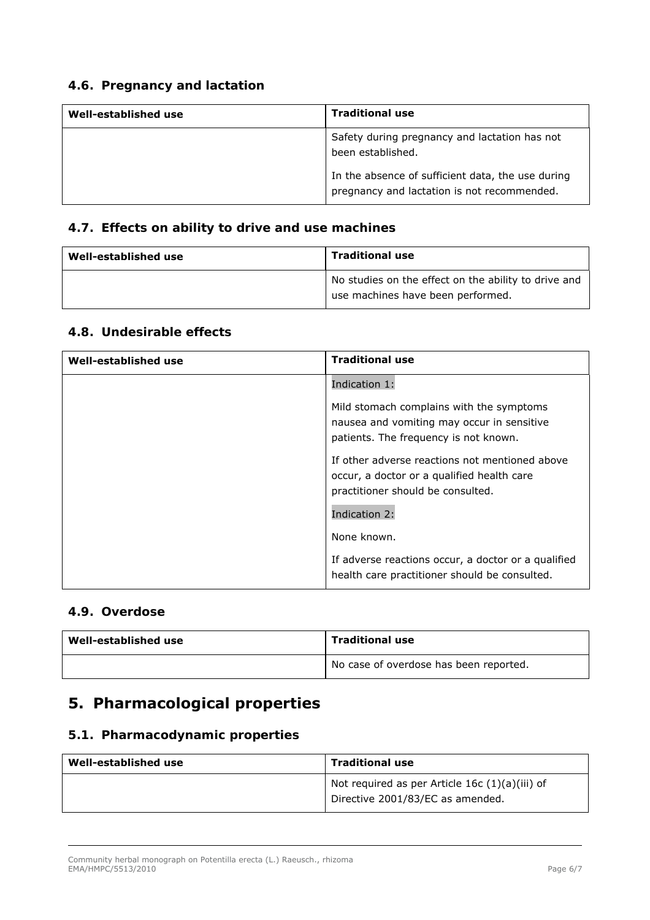### 4.6. Pregnancy and lactation

| Well-established use | Traditional use |
|---|---|
| | Safety during pregnancy and lactation has not been established.<br><br>In the absence of sufficient data, the use during pregnancy and lactation is not recommended. |

### 4.7. Effects on ability to drive and use machines

| Well-established use | Traditional use |
|---|---|
| | No studies on the effect on the ability to drive and use machines have been performed. |

### 4.8. Undesirable effects

| Well-established use | Traditional use |
|---|---|
| | Indication 1:<br><br>Mild stomach complains with the symptoms nausea and vomiting may occur in sensitive patients. The frequency is not known.<br><br>If other adverse reactions not mentioned above occur, a doctor or a qualified health care practitioner should be consulted.<br><br>Indication 2:<br><br>None known.<br><br>If adverse reactions occur, a doctor or a qualified health care practitioner should be consulted. |

### 4.9. Overdose

| Well-established use | Traditional use |
|---|---|
| | No case of overdose has been reported. |

## 5. Pharmacological properties

### 5.1. Pharmacodynamic properties

| Well-established use | Traditional use |
|---|---|
| | Not required as per Article 16c (1)(a)(iii) of Directive 2001/83/EC as amended. |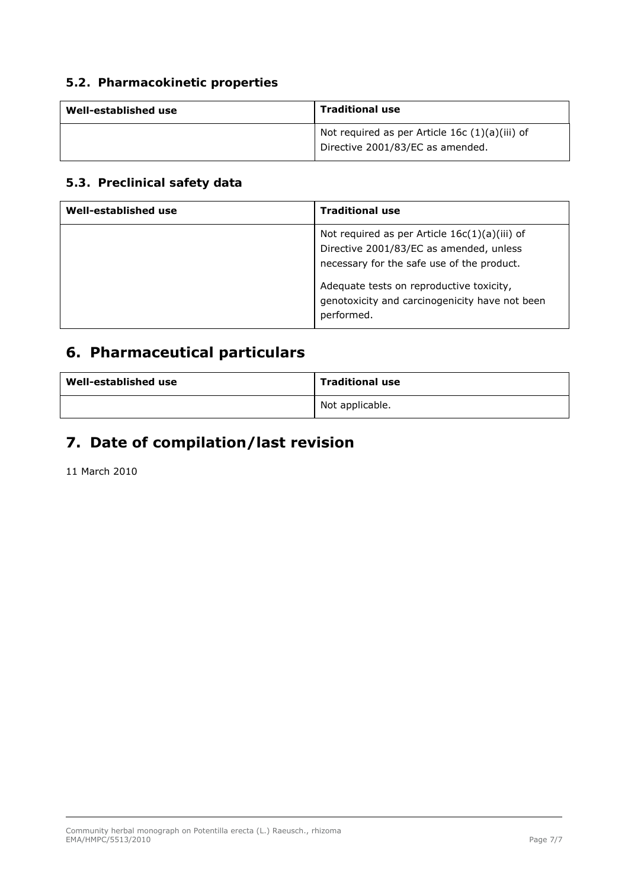### 5.2. Pharmacokinetic properties

| Well-established use | Traditional use |
|---|---|
| | Not required as per Article 16c (1)(a)(iii) of Directive 2001/83/EC as amended. |

### 5.3. Preclinical safety data

| Well-established use | Traditional use |
|---|---|
| | Not required as per Article 16c(1)(a)(iii) of Directive 2001/83/EC as amended, unless necessary for the safe use of the product.<br><br>Adequate tests on reproductive toxicity, genotoxicity and carcinogenicity have not been performed. |

## 6. Pharmaceutical particulars

| Well-established use | Traditional use |
|---|---|
| | Not applicable. |

## 7. Date of compilation/last revision

11 March 2010